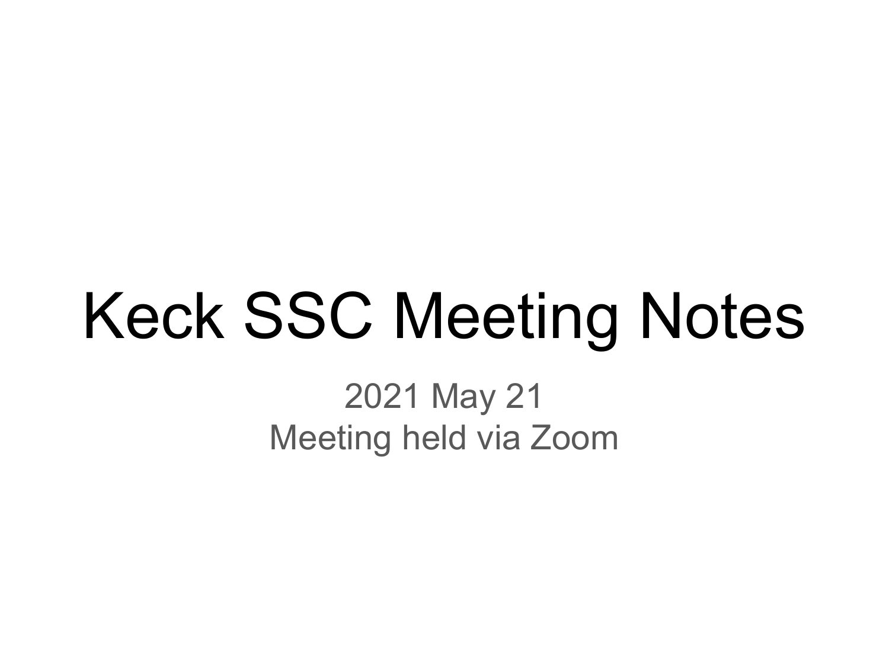# Keck SSC Meeting Notes

2021 May 21

Meeting held via Zoom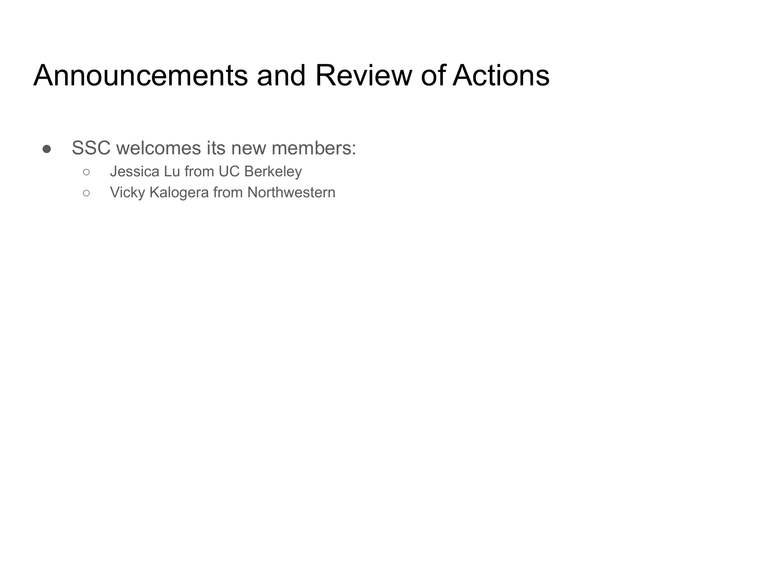# Announcements and Review of Actions

- SSC welcomes its new members:
  - Jessica Lu from UC Berkeley
  - Vicky Kalogera from Northwestern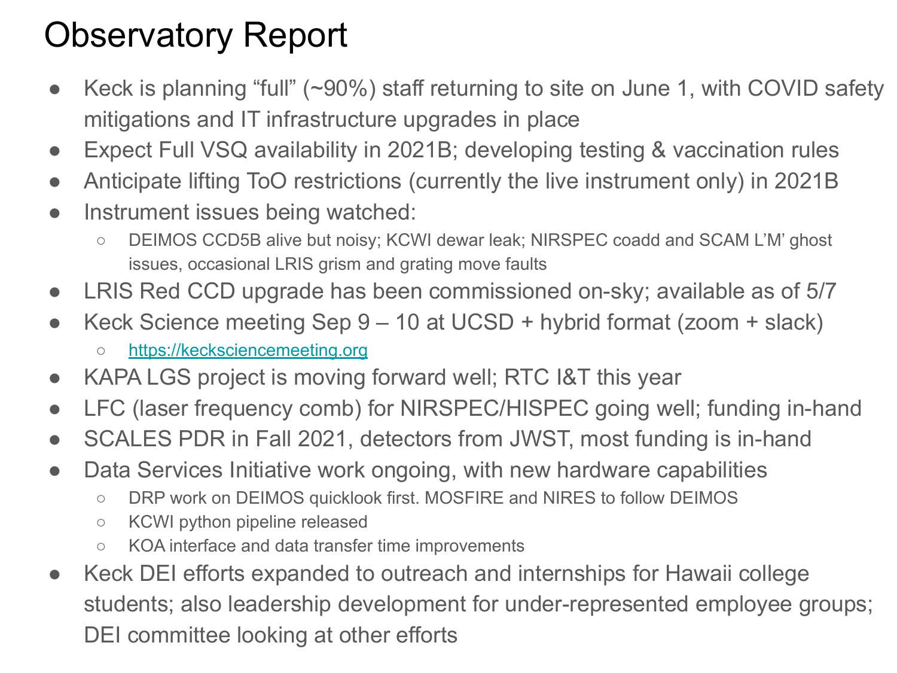# Observatory Report

- Keck is planning "full" (~90%) staff returning to site on June 1, with COVID safety mitigations and IT infrastructure upgrades in place
- Expect Full VSQ availability in 2021B; developing testing & vaccination rules
- Anticipate lifting ToO restrictions (currently the live instrument only) in 2021B
- Instrument issues being watched:
  - DEIMOS CCD5B alive but noisy; KCWI dewar leak; NIRSPEC coadd and SCAM L'M' ghost issues, occasional LRIS grism and grating move faults
- LRIS Red CCD upgrade has been commissioned on-sky; available as of 5/7
- Keck Science meeting Sep 9 – 10 at UCSD + hybrid format (zoom + slack)
  - [https://kecksciencemeeting.org](https://kecksciencemeeting.org)
- KAPA LGS project is moving forward well; RTC I&T this year
- LFC (laser frequency comb) for NIRSPEC/HISPEC going well; funding in-hand
- SCALES PDR in Fall 2021, detectors from JWST, most funding is in-hand
- Data Services Initiative work ongoing, with new hardware capabilities
  - DRP work on DEIMOS quicklook first. MOSFIRE and NIRES to follow DEIMOS
  - KCWI python pipeline released
  - KOA interface and data transfer time improvements
- Keck DEI efforts expanded to outreach and internships for Hawaii college students; also leadership development for under-represented employee groups; DEI committee looking at other efforts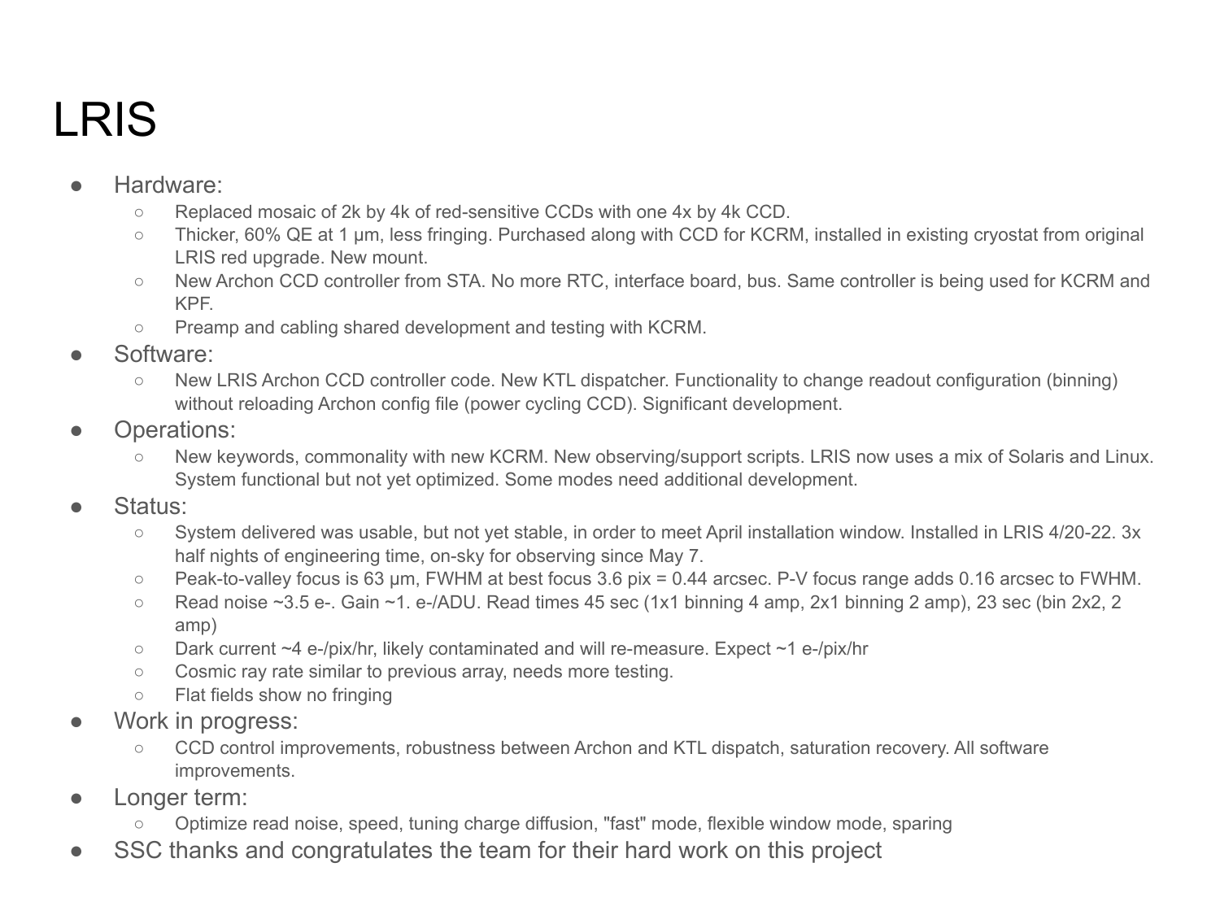# LRIS

- Hardware:
  - Replaced mosaic of 2k by 4k of red-sensitive CCDs with one 4x by 4k CCD.
  - Thicker, 60% QE at 1 µm, less fringing. Purchased along with CCD for KCRM, installed in existing cryostat from original LRIS red upgrade. New mount.
  - New Archon CCD controller from STA. No more RTC, interface board, bus. Same controller is being used for KCRM and KPF.
  - Preamp and cabling shared development and testing with KCRM.
- Software:
  - New LRIS Archon CCD controller code. New KTL dispatcher. Functionality to change readout configuration (binning) without reloading Archon config file (power cycling CCD). Significant development.
- Operations:
  - New keywords, commonality with new KCRM. New observing/support scripts. LRIS now uses a mix of Solaris and Linux. System functional but not yet optimized. Some modes need additional development.
- Status:
  - System delivered was usable, but not yet stable, in order to meet April installation window. Installed in LRIS 4/20-22. 3x half nights of engineering time, on-sky for observing since May 7.
  - Peak-to-valley focus is 63 µm, FWHM at best focus 3.6 pix = 0.44 arcsec. P-V focus range adds 0.16 arcsec to FWHM.
  - Read noise ~3.5 e-. Gain ~1. e-/ADU. Read times 45 sec (1x1 binning 4 amp, 2x1 binning 2 amp), 23 sec (bin 2x2, 2 amp)
  - Dark current ~4 e-/pix/hr, likely contaminated and will re-measure. Expect ~1 e-/pix/hr
  - Cosmic ray rate similar to previous array, needs more testing.
  - Flat fields show no fringing
- Work in progress:
  - CCD control improvements, robustness between Archon and KTL dispatch, saturation recovery. All software improvements.
- Longer term:
  - Optimize read noise, speed, tuning charge diffusion, "fast" mode, flexible window mode, sparing
- SSC thanks and congratulates the team for their hard work on this project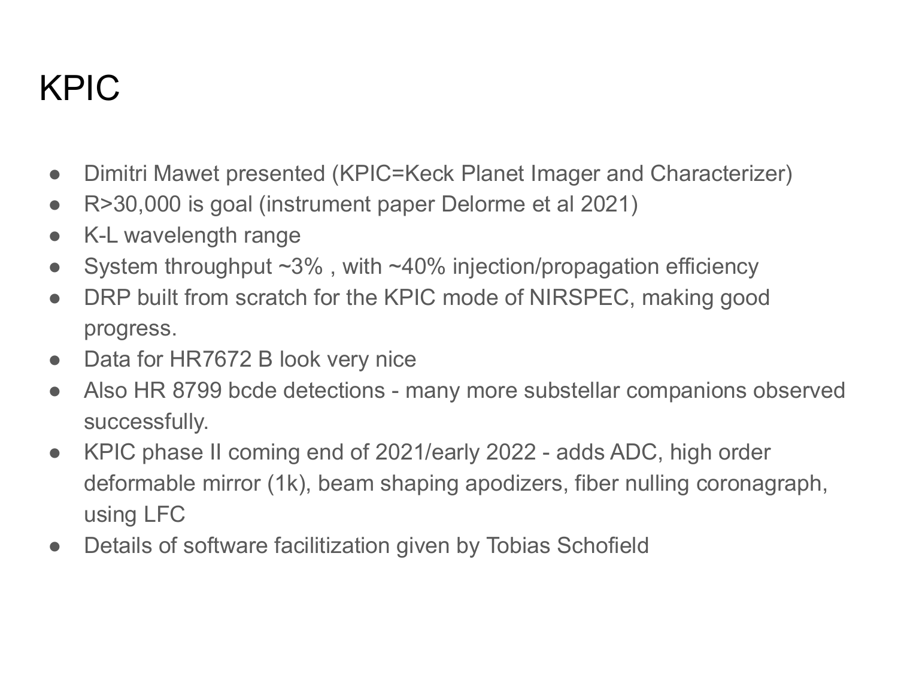# KPIC

- Dimitri Mawet presented (KPIC=Keck Planet Imager and Characterizer)
- R>30,000 is goal (instrument paper Delorme et al 2021)
- K-L wavelength range
- System throughput ~3% , with ~40% injection/propagation efficiency
- DRP built from scratch for the KPIC mode of NIRSPEC, making good progress.
- Data for HR7672 B look very nice
- Also HR 8799 bcde detections - many more substellar companions observed successfully.
- KPIC phase II coming end of 2021/early 2022 - adds ADC, high order deformable mirror (1k), beam shaping apodizers, fiber nulling coronagraph, using LFC
- Details of software facilitization given by Tobias Schofield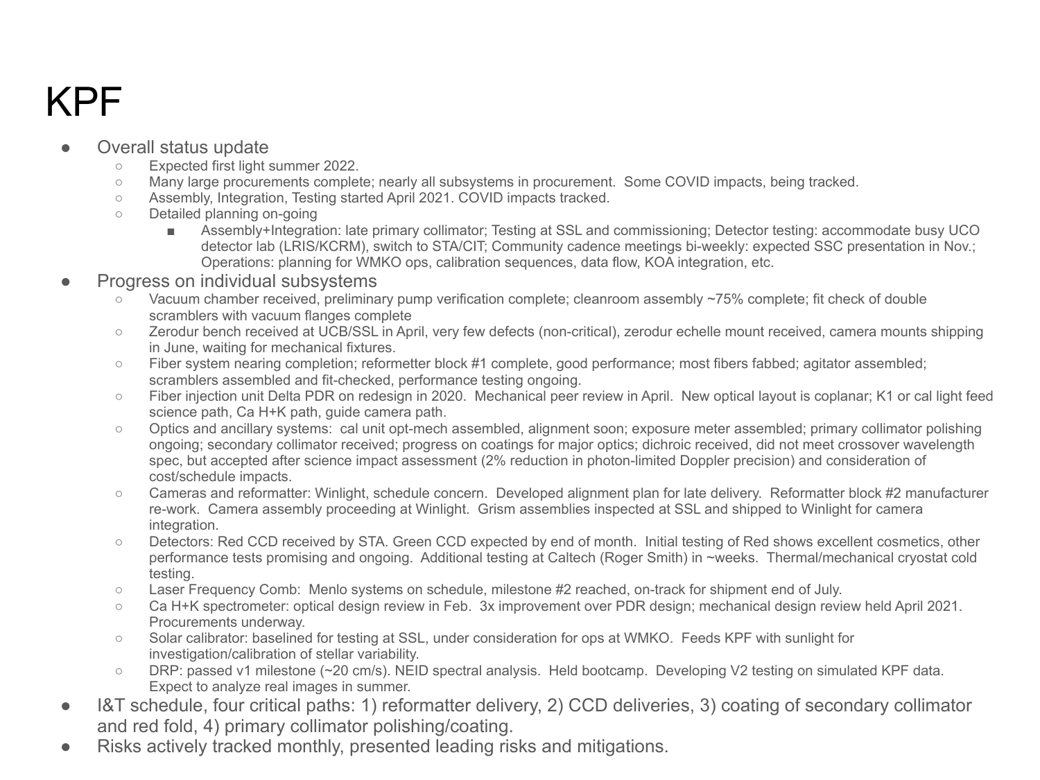# KPF

- Overall status update
  - Expected first light summer 2022.
  - Many large procurements complete; nearly all subsystems in procurement. Some COVID impacts, being tracked.
  - Assembly, Integration, Testing started April 2021. COVID impacts tracked.
  - Detailed planning on-going
    - Assembly+Integration: late primary collimator; Testing at SSL and commissioning; Detector testing: accommodate busy UCO detector lab (LRIS/KCRM), switch to STA/CIT; Community cadence meetings bi-weekly: expected SSC presentation in Nov.; Operations: planning for WMKO ops, calibration sequences, data flow, KOA integration, etc.
- Progress on individual subsystems
  - Vacuum chamber received, preliminary pump verification complete; cleanroom assembly ~75% complete; fit check of double scramblers with vacuum flanges complete
  - Zerodur bench received at UCB/SSL in April, very few defects (non-critical), zerodur echelle mount received, camera mounts shipping in June, waiting for mechanical fixtures.
  - Fiber system nearing completion; reformetter block #1 complete, good performance; most fibers fabbed; agitator assembled; scramblers assembled and fit-checked, performance testing ongoing.
  - Fiber injection unit Delta PDR on redesign in 2020. Mechanical peer review in April. New optical layout is coplanar; K1 or cal light feed science path, Ca H+K path, guide camera path.
  - Optics and ancillary systems: cal unit opt-mech assembled, alignment soon; exposure meter assembled; primary collimator polishing ongoing; secondary collimator received; progress on coatings for major optics; dichroic received, did not meet crossover wavelength spec, but accepted after science impact assessment (2% reduction in photon-limited Doppler precision) and consideration of cost/schedule impacts.
  - Cameras and reformatter: Winlight, schedule concern. Developed alignment plan for late delivery. Reformatter block #2 manufacturer re-work. Camera assembly proceeding at Winlight. Grism assemblies inspected at SSL and shipped to Winlight for camera integration.
  - Detectors: Red CCD received by STA. Green CCD expected by end of month. Initial testing of Red shows excellent cosmetics, other performance tests promising and ongoing. Additional testing at Caltech (Roger Smith) in ~weeks. Thermal/mechanical cryostat cold testing.
  - Laser Frequency Comb: Menlo systems on schedule, milestone #2 reached, on-track for shipment end of July.
  - Ca H+K spectrometer: optical design review in Feb. 3x improvement over PDR design; mechanical design review held April 2021. Procurements underway.
  - Solar calibrator: baselined for testing at SSL, under consideration for ops at WMKO. Feeds KPF with sunlight for investigation/calibration of stellar variability.
  - DRP: passed v1 milestone (~20 cm/s). NEID spectral analysis. Held bootcamp. Developing V2 testing on simulated KPF data. Expect to analyze real images in summer.
- I&T schedule, four critical paths: 1) reformatter delivery, 2) CCD deliveries, 3) coating of secondary collimator and red fold, 4) primary collimator polishing/coating.
- Risks actively tracked monthly, presented leading risks and mitigations.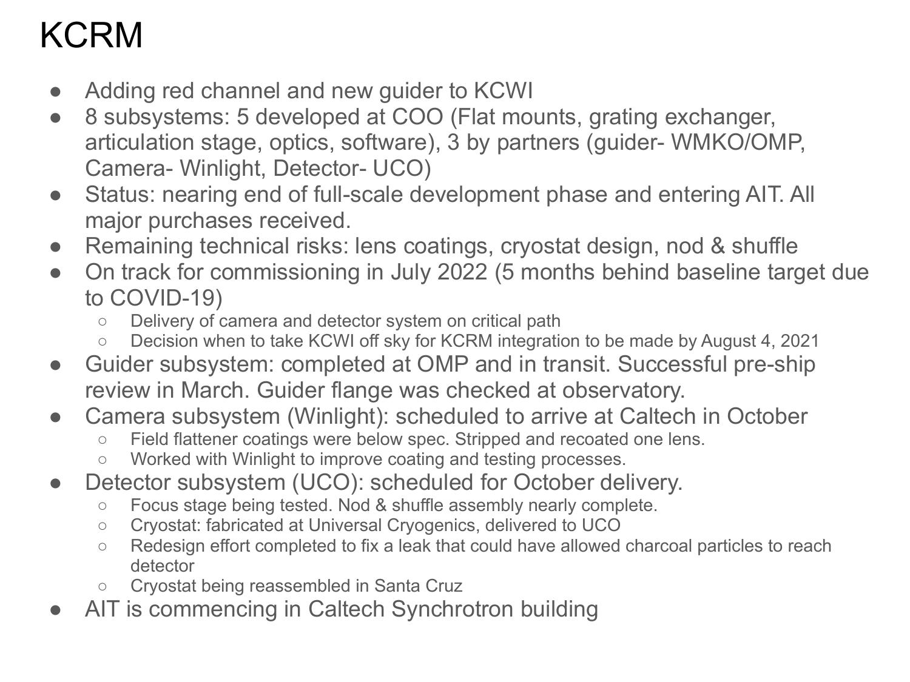# KCRM

- Adding red channel and new guider to KCWI
- 8 subsystems: 5 developed at COO (Flat mounts, grating exchanger, articulation stage, optics, software), 3 by partners (guider- WMKO/OMP, Camera- Winlight, Detector- UCO)
- Status: nearing end of full-scale development phase and entering AIT. All major purchases received.
- Remaining technical risks: lens coatings, cryostat design, nod & shuffle
- On track for commissioning in July 2022 (5 months behind baseline target due to COVID-19)
  - Delivery of camera and detector system on critical path
  - Decision when to take KCWI off sky for KCRM integration to be made by August 4, 2021
- Guider subsystem: completed at OMP and in transit. Successful pre-ship review in March. Guider flange was checked at observatory.
- Camera subsystem (Winlight): scheduled to arrive at Caltech in October
  - Field flattener coatings were below spec. Stripped and recoated one lens.
  - Worked with Winlight to improve coating and testing processes.
- Detector subsystem (UCO): scheduled for October delivery.
  - Focus stage being tested. Nod & shuffle assembly nearly complete.
  - Cryostat: fabricated at Universal Cryogenics, delivered to UCO
  - Redesign effort completed to fix a leak that could have allowed charcoal particles to reach detector
  - Cryostat being reassembled in Santa Cruz
- AIT is commencing in Caltech Synchrotron building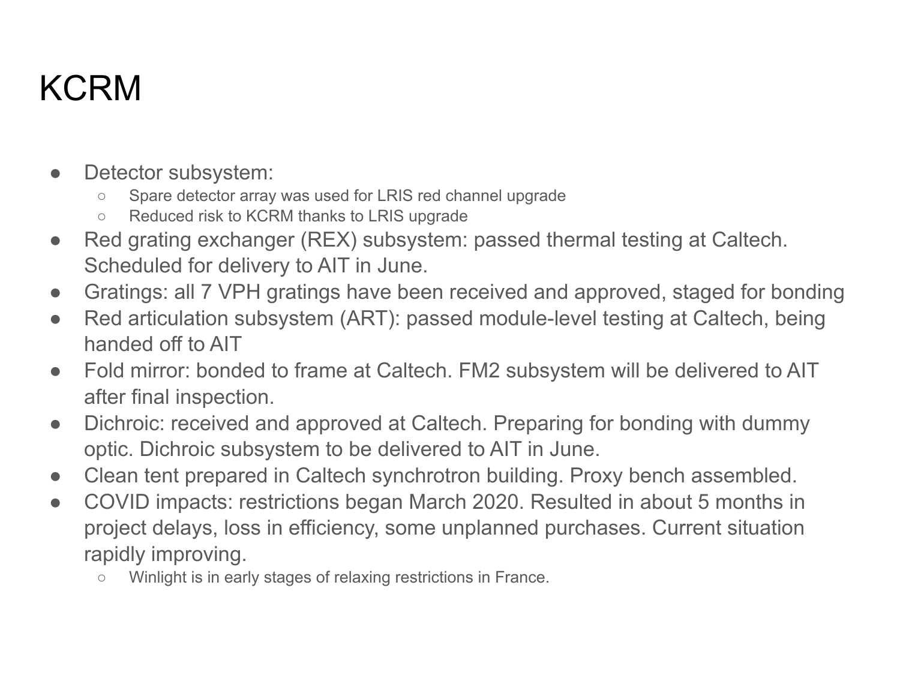# KCRM

- Detector subsystem:
  - Spare detector array was used for LRIS red channel upgrade
  - Reduced risk to KCRM thanks to LRIS upgrade
- Red grating exchanger (REX) subsystem: passed thermal testing at Caltech. Scheduled for delivery to AIT in June.
- Gratings: all 7 VPH gratings have been received and approved, staged for bonding
- Red articulation subsystem (ART): passed module-level testing at Caltech, being handed off to AIT
- Fold mirror: bonded to frame at Caltech. FM2 subsystem will be delivered to AIT after final inspection.
- Dichroic: received and approved at Caltech. Preparing for bonding with dummy optic. Dichroic subsystem to be delivered to AIT in June.
- Clean tent prepared in Caltech synchrotron building. Proxy bench assembled.
- COVID impacts: restrictions began March 2020. Resulted in about 5 months in project delays, loss in efficiency, some unplanned purchases. Current situation rapidly improving.
  - Winlight is in early stages of relaxing restrictions in France.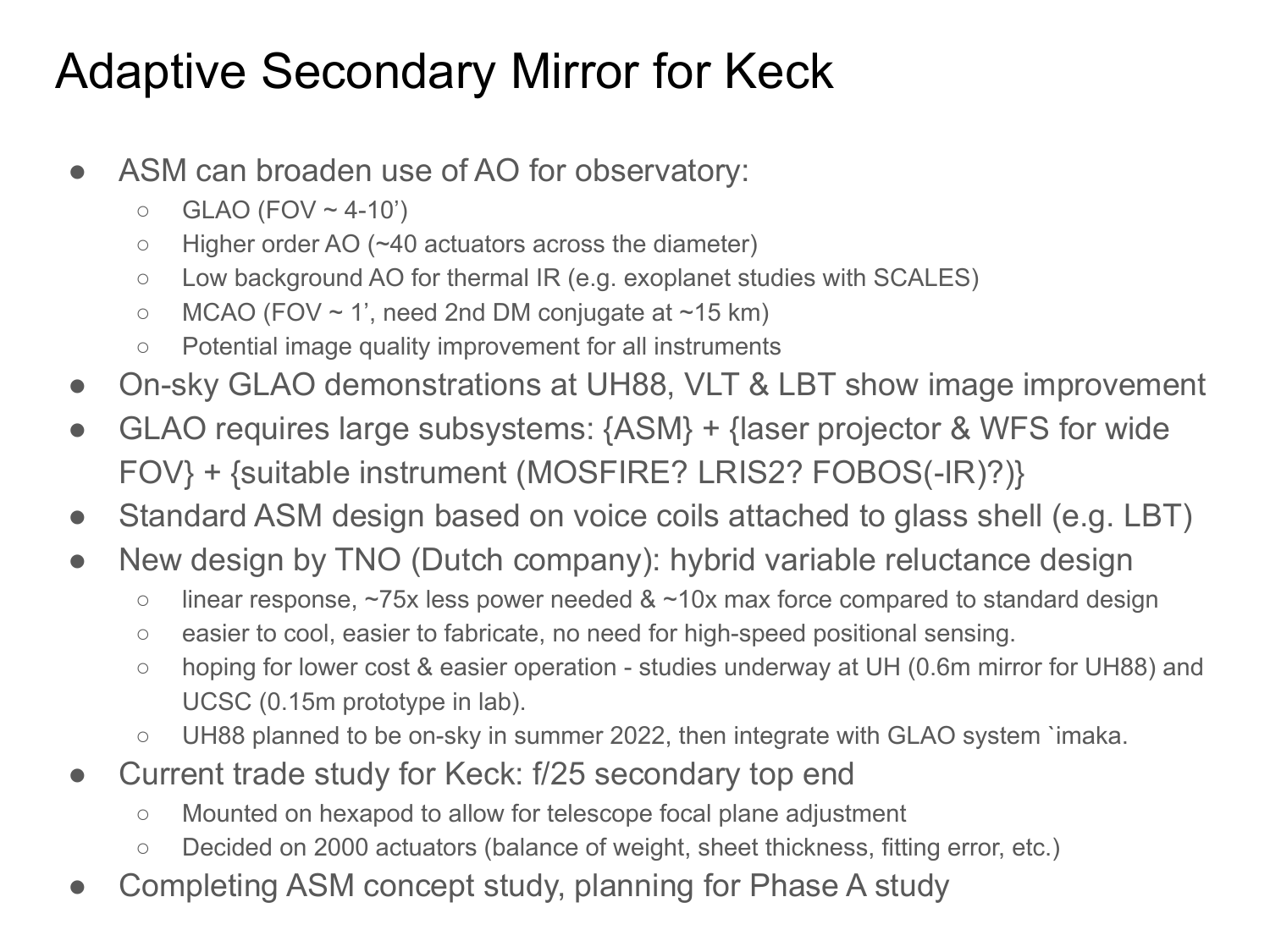# Adaptive Secondary Mirror for Keck

- ASM can broaden use of AO for observatory:
  - GLAO (FOV ~ 4-10')
  - Higher order AO (~40 actuators across the diameter)
  - Low background AO for thermal IR (e.g. exoplanet studies with SCALES)
  - MCAO (FOV ~ 1', need 2nd DM conjugate at ~15 km)
  - Potential image quality improvement for all instruments
- On-sky GLAO demonstrations at UH88, VLT & LBT show image improvement
- GLAO requires large subsystems: {ASM} + {laser projector & WFS for wide FOV} + {suitable instrument (MOSFIRE? LRIS2? FOBOS(-IR)?)}
- Standard ASM design based on voice coils attached to glass shell (e.g. LBT)
- New design by TNO (Dutch company): hybrid variable reluctance design
  - linear response, ~75x less power needed & ~10x max force compared to standard design
  - easier to cool, easier to fabricate, no need for high-speed positional sensing.
  - hoping for lower cost & easier operation - studies underway at UH (0.6m mirror for UH88) and UCSC (0.15m prototype in lab).
  - UH88 planned to be on-sky in summer 2022, then integrate with GLAO system `imaka.
- Current trade study for Keck: f/25 secondary top end
  - Mounted on hexapod to allow for telescope focal plane adjustment
  - Decided on 2000 actuators (balance of weight, sheet thickness, fitting error, etc.)
- Completing ASM concept study, planning for Phase A study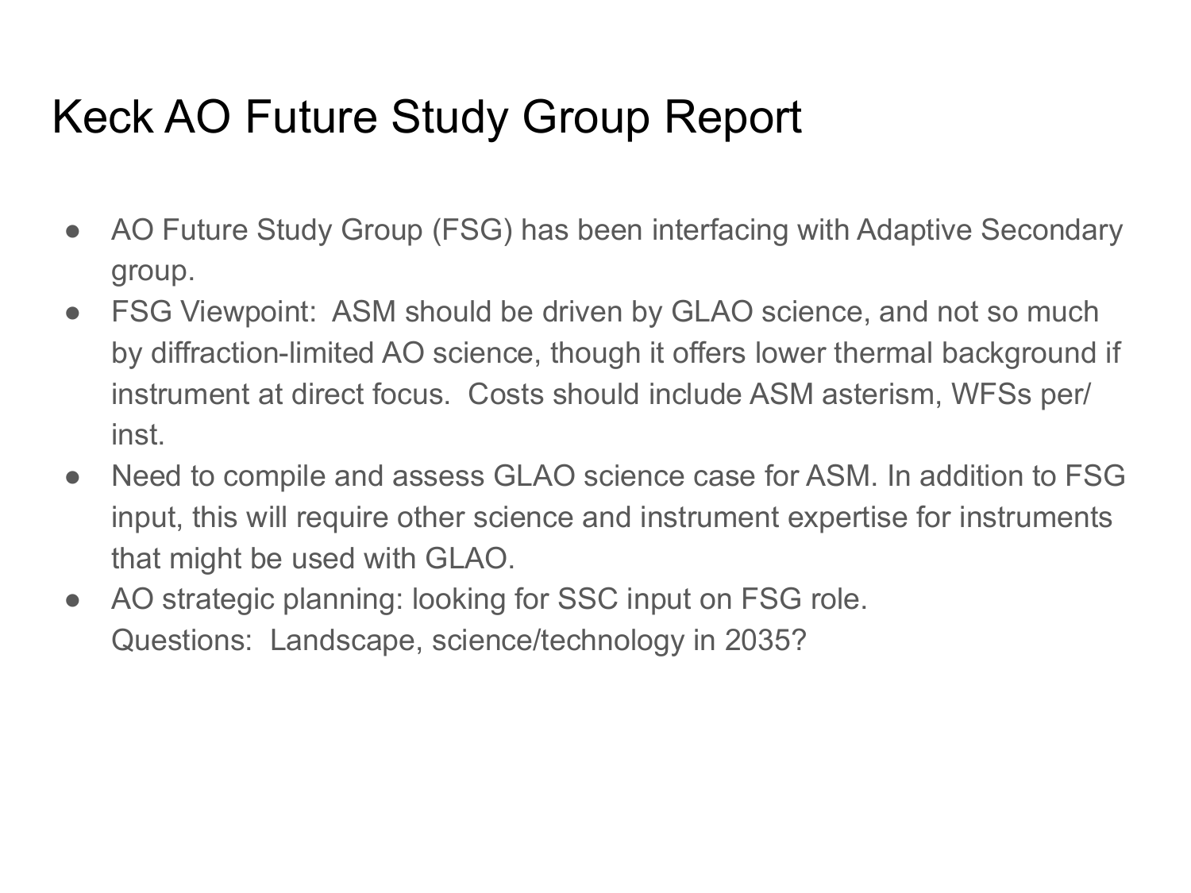# Keck AO Future Study Group Report

- AO Future Study Group (FSG) has been interfacing with Adaptive Secondary group.
- FSG Viewpoint: ASM should be driven by GLAO science, and not so much by diffraction-limited AO science, though it offers lower thermal background if instrument at direct focus. Costs should include ASM asterism, WFSs per/inst.
- Need to compile and assess GLAO science case for ASM. In addition to FSG input, this will require other science and instrument expertise for instruments that might be used with GLAO.
- AO strategic planning: looking for SSC input on FSG role.
  Questions: Landscape, science/technology in 2035?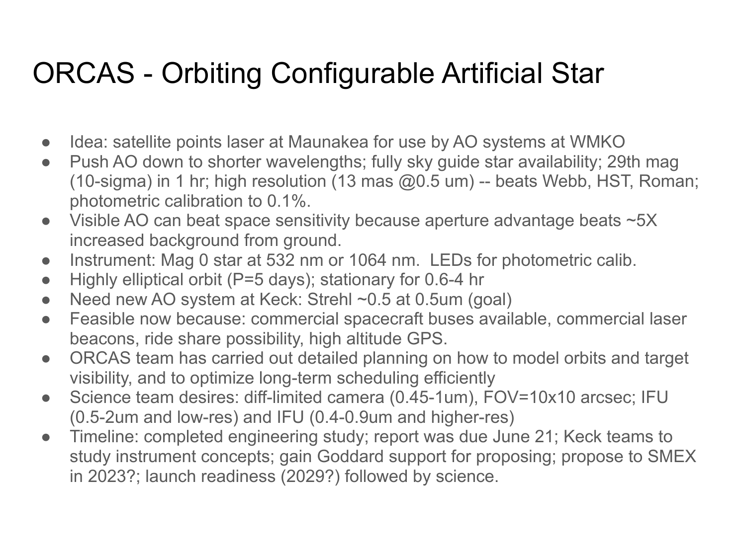# ORCAS - Orbiting Configurable Artificial Star

- Idea: satellite points laser at Maunakea for use by AO systems at WMKO
- Push AO down to shorter wavelengths; fully sky guide star availability; 29th mag (10-sigma) in 1 hr; high resolution (13 mas @0.5 um) -- beats Webb, HST, Roman; photometric calibration to 0.1%.
- Visible AO can beat space sensitivity because aperture advantage beats ~5X increased background from ground.
- Instrument: Mag 0 star at 532 nm or 1064 nm. LEDs for photometric calib.
- Highly elliptical orbit (P=5 days); stationary for 0.6-4 hr
- Need new AO system at Keck: Strehl ~0.5 at 0.5um (goal)
- Feasible now because: commercial spacecraft buses available, commercial laser beacons, ride share possibility, high altitude GPS.
- ORCAS team has carried out detailed planning on how to model orbits and target visibility, and to optimize long-term scheduling efficiently
- Science team desires: diff-limited camera (0.45-1um), FOV=10x10 arcsec; IFU (0.5-2um and low-res) and IFU (0.4-0.9um and higher-res)
- Timeline: completed engineering study; report was due June 21; Keck teams to study instrument concepts; gain Goddard support for proposing; propose to SMEX in 2023?; launch readiness (2029?) followed by science.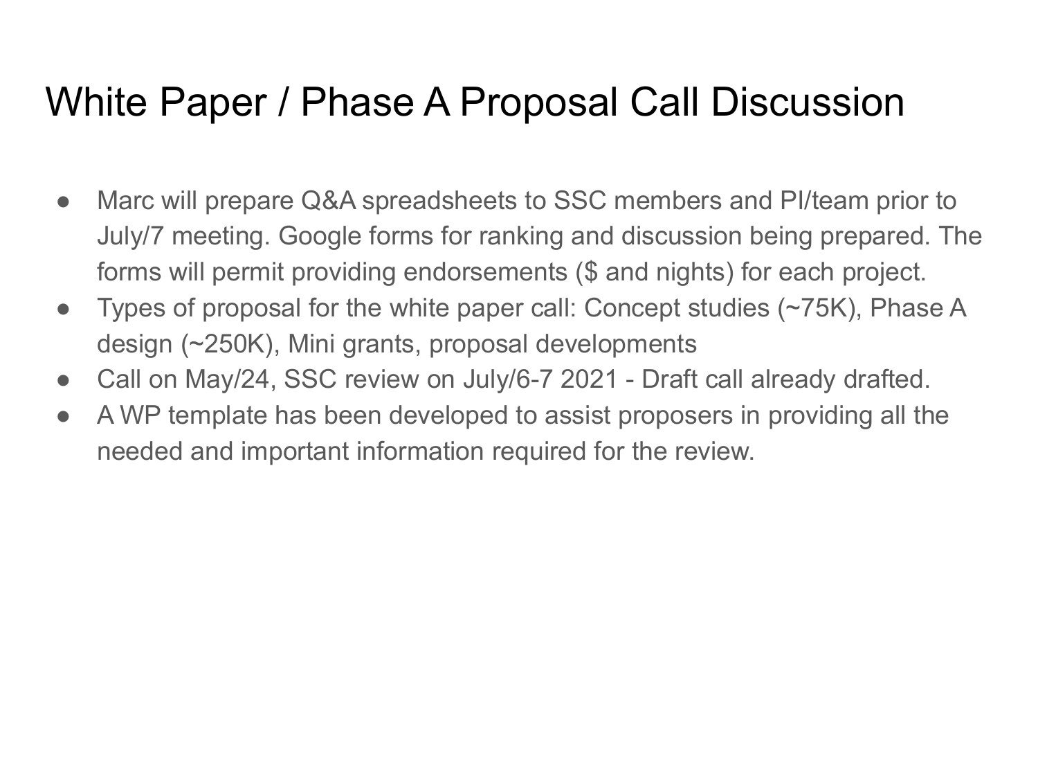# White Paper / Phase A Proposal Call Discussion

- Marc will prepare Q&A spreadsheets to SSC members and PI/team prior to July/7 meeting. Google forms for ranking and discussion being prepared. The forms will permit providing endorsements ($ and nights) for each project.
- Types of proposal for the white paper call: Concept studies (~75K), Phase A design (~250K), Mini grants, proposal developments
- Call on May/24, SSC review on July/6-7 2021 - Draft call already drafted.
- A WP template has been developed to assist proposers in providing all the needed and important information required for the review.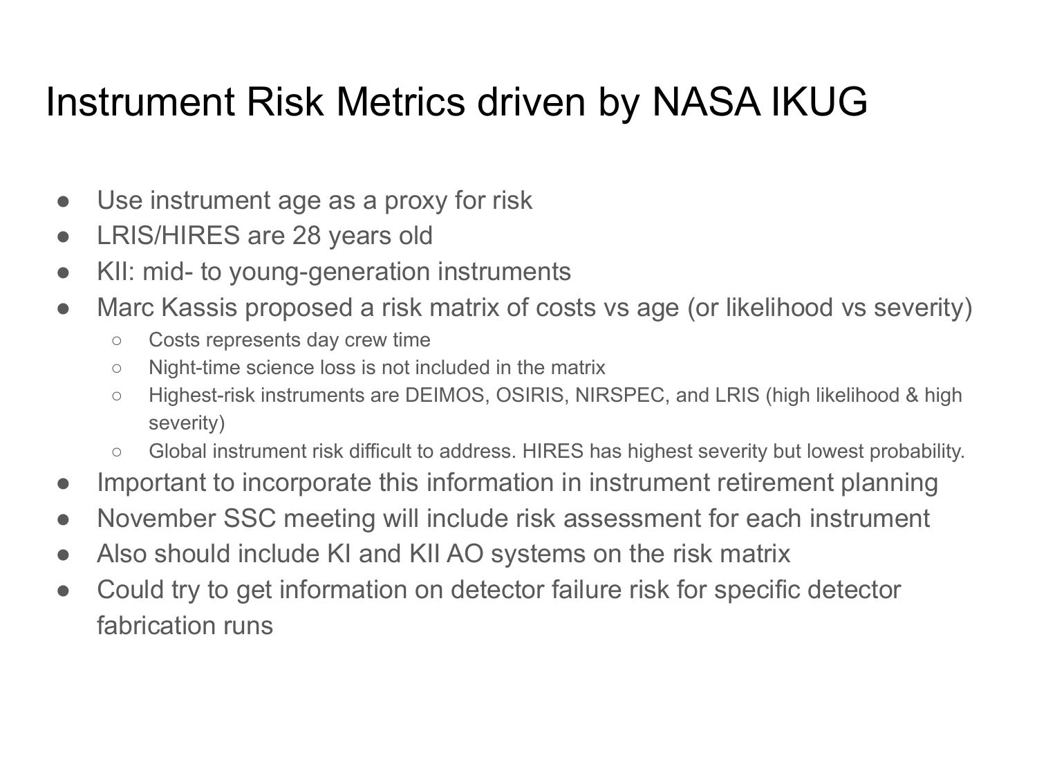# Instrument Risk Metrics driven by NASA IKUG

- Use instrument age as a proxy for risk
- LRIS/HIRES are 28 years old
- KII: mid- to young-generation instruments
- Marc Kassis proposed a risk matrix of costs vs age (or likelihood vs severity)
  - Costs represents day crew time
  - Night-time science loss is not included in the matrix
  - Highest-risk instruments are DEIMOS, OSIRIS, NIRSPEC, and LRIS (high likelihood & high severity)
  - Global instrument risk difficult to address. HIRES has highest severity but lowest probability.
- Important to incorporate this information in instrument retirement planning
- November SSC meeting will include risk assessment for each instrument
- Also should include KI and KII AO systems on the risk matrix
- Could try to get information on detector failure risk for specific detector fabrication runs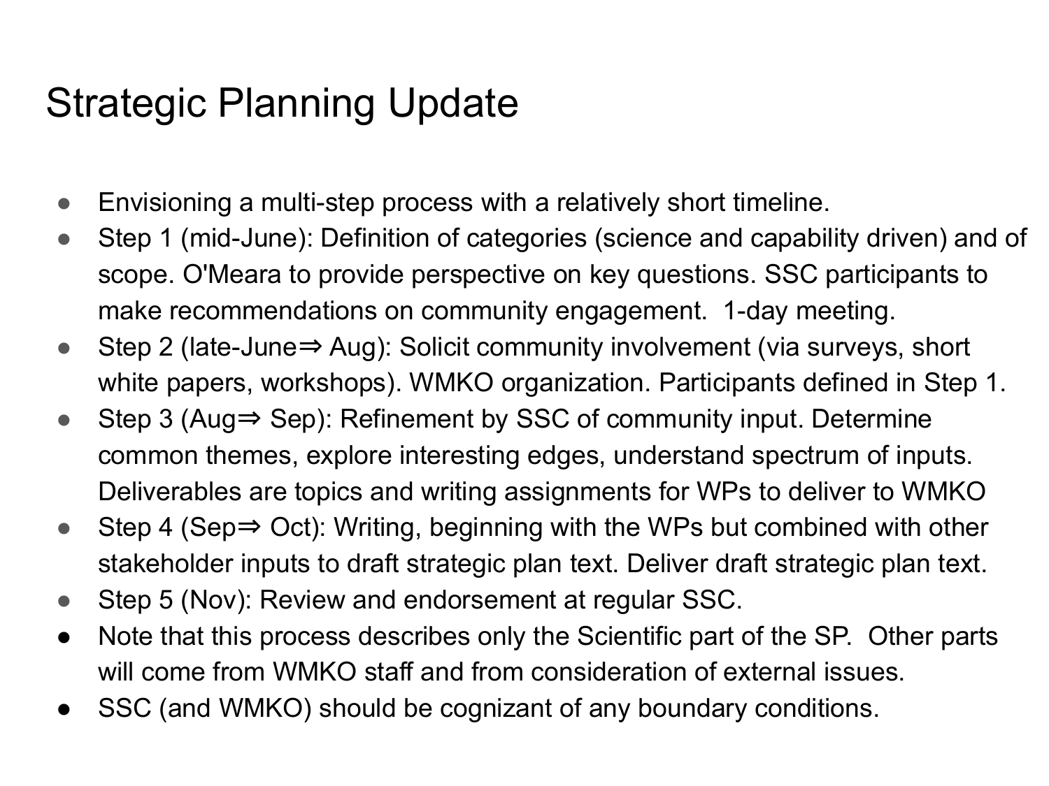# Strategic Planning Update

- Envisioning a multi-step process with a relatively short timeline.
- Step 1 (mid-June): Definition of categories (science and capability driven) and of scope. O'Meara to provide perspective on key questions. SSC participants to make recommendations on community engagement. 1-day meeting.
- Step 2 (late-June⇒ Aug): Solicit community involvement (via surveys, short white papers, workshops). WMKO organization. Participants defined in Step 1.
- Step 3 (Aug⇒ Sep): Refinement by SSC of community input. Determine common themes, explore interesting edges, understand spectrum of inputs. Deliverables are topics and writing assignments for WPs to deliver to WMKO
- Step 4 (Sep⇒ Oct): Writing, beginning with the WPs but combined with other stakeholder inputs to draft strategic plan text. Deliver draft strategic plan text.
- Step 5 (Nov): Review and endorsement at regular SSC.
- Note that this process describes only the Scientific part of the SP. Other parts will come from WMKO staff and from consideration of external issues.
- SSC (and WMKO) should be cognizant of any boundary conditions.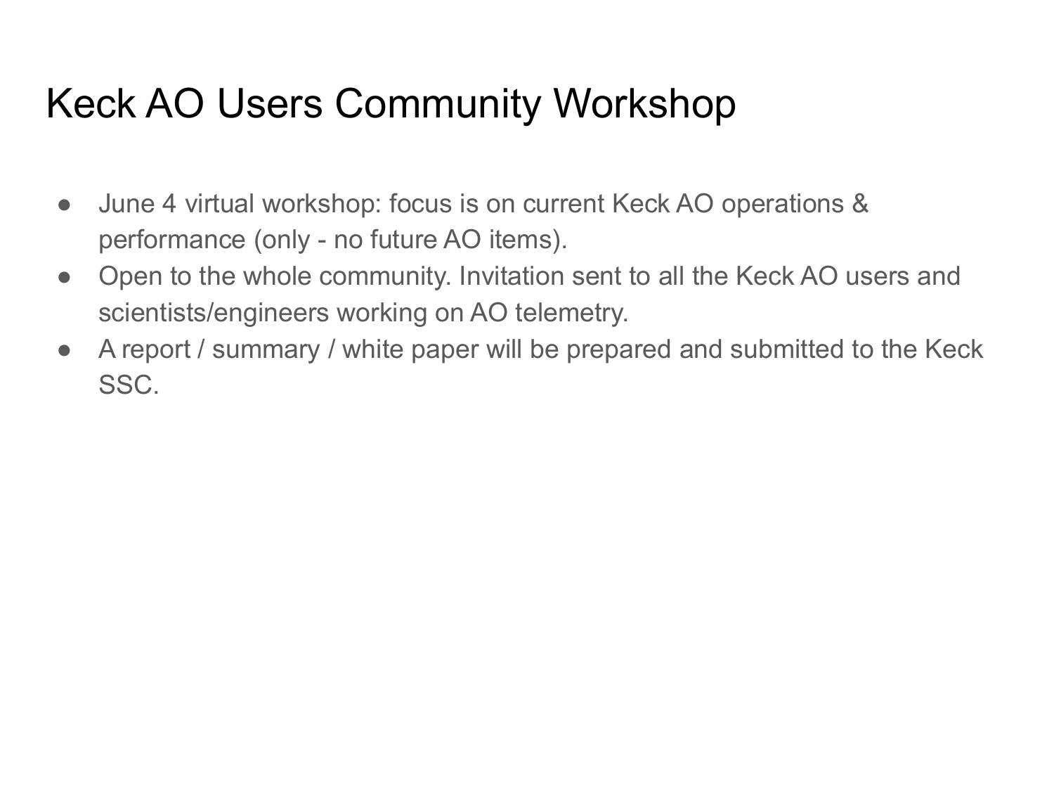# Keck AO Users Community Workshop

- June 4 virtual workshop: focus is on current Keck AO operations & performance (only - no future AO items).
- Open to the whole community. Invitation sent to all the Keck AO users and scientists/engineers working on AO telemetry.
- A report / summary / white paper will be prepared and submitted to the Keck SSC.